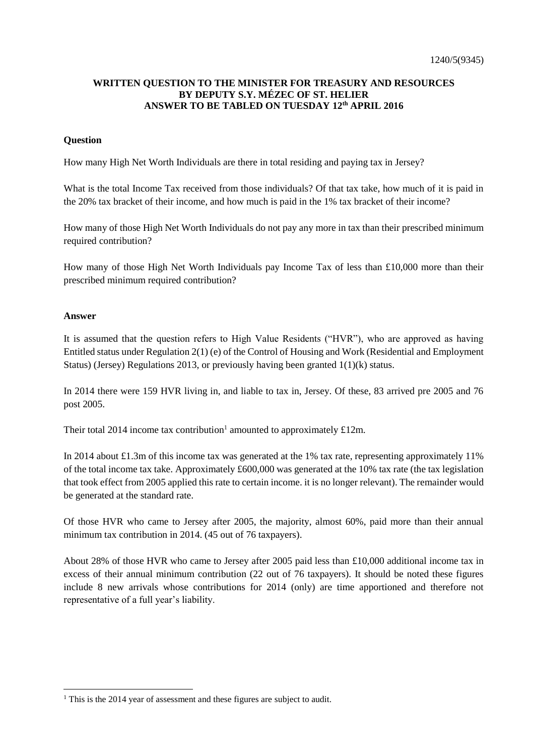1240/5(9345)

**WRITTEN QUESTION TO THE MINISTER FOR TREASURY AND RESOURCES BY DEPUTY S.Y. MÉZEC OF ST. HELIER ANSWER TO BE TABLED ON TUESDAY 12th APRIL 2016**

**Question**

How many High Net Worth Individuals are there in total residing and paying tax in Jersey?

What is the total Income Tax received from those individuals? Of that tax take, how much of it is paid in the 20% tax bracket of their income, and how much is paid in the 1% tax bracket of their income?

How many of those High Net Worth Individuals do not pay any more in tax than their prescribed minimum required contribution?

How many of those High Net Worth Individuals pay Income Tax of less than £10,000 more than their prescribed minimum required contribution?

**Answer**

It is assumed that the question refers to High Value Residents ("HVR"), who are approved as having Entitled status under Regulation 2(1) (e) of the Control of Housing and Work (Residential and Employment Status) (Jersey) Regulations 2013, or previously having been granted 1(1)(k) status.

In 2014 there were 159 HVR living in, and liable to tax in, Jersey. Of these, 83 arrived pre 2005 and 76 post 2005.

Their total 2014 income tax contribution[1] amounted to approximately £12m.

In 2014 about £1.3m of this income tax was generated at the 1% tax rate, representing approximately 11% of the total income tax take. Approximately £600,000 was generated at the 10% tax rate (the tax legislation that took effect from 2005 applied this rate to certain income. it is no longer relevant). The remainder would be generated at the standard rate.

Of those HVR who came to Jersey after 2005, the majority, almost 60%, paid more than their annual minimum tax contribution in 2014. (45 out of 76 taxpayers).

About 28% of those HVR who came to Jersey after 2005 paid less than £10,000 additional income tax in excess of their annual minimum contribution (22 out of 76 taxpayers). It should be noted these figures include 8 new arrivals whose contributions for 2014 (only) are time apportioned and therefore not representative of a full year's liability.

[1] This is the 2014 year of assessment and these figures are subject to audit.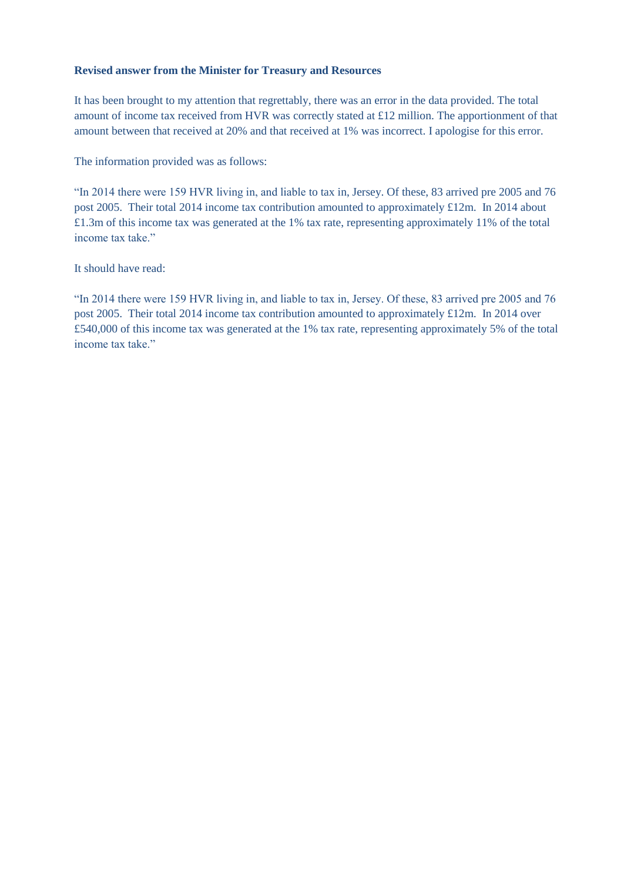**Revised answer from the Minister for Treasury and Resources**

It has been brought to my attention that regrettably, there was an error in the data provided. The total amount of income tax received from HVR was correctly stated at £12 million. The apportionment of that amount between that received at 20% and that received at 1% was incorrect. I apologise for this error.

The information provided was as follows:

"In 2014 there were 159 HVR living in, and liable to tax in, Jersey. Of these, 83 arrived pre 2005 and 76 post 2005. Their total 2014 income tax contribution amounted to approximately £12m. In 2014 about £1.3m of this income tax was generated at the 1% tax rate, representing approximately 11% of the total income tax take."

It should have read:

"In 2014 there were 159 HVR living in, and liable to tax in, Jersey. Of these, 83 arrived pre 2005 and 76 post 2005. Their total 2014 income tax contribution amounted to approximately £12m. In 2014 over £540,000 of this income tax was generated at the 1% tax rate, representing approximately 5% of the total income tax take."